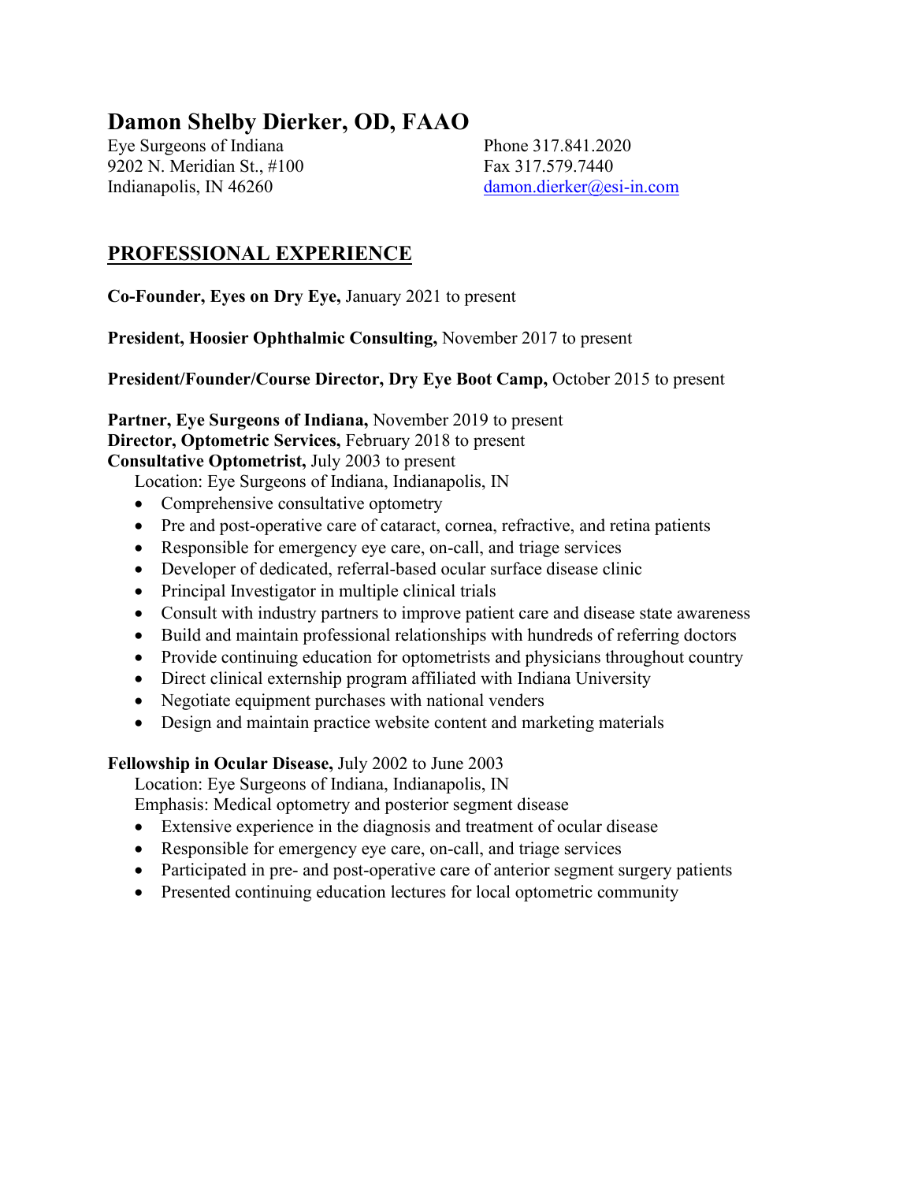# Damon Shelby Dierker, OD, FAAO

Eye Surgeons of Indiana
9202 N. Meridian St., #100
Indianapolis, IN 46260

Phone 317.841.2020
Fax 317.579.7440
damon.dierker@esi-in.com

## PROFESSIONAL EXPERIENCE

**Co-Founder, Eyes on Dry Eye,** January 2021 to present

**President, Hoosier Ophthalmic Consulting,** November 2017 to present

**President/Founder/Course Director, Dry Eye Boot Camp,** October 2015 to present

**Partner, Eye Surgeons of Indiana,** November 2019 to present
**Director, Optometric Services,** February 2018 to present
**Consultative Optometrist,** July 2003 to present

Location: Eye Surgeons of Indiana, Indianapolis, IN

- Comprehensive consultative optometry
- Pre and post-operative care of cataract, cornea, refractive, and retina patients
- Responsible for emergency eye care, on-call, and triage services
- Developer of dedicated, referral-based ocular surface disease clinic
- Principal Investigator in multiple clinical trials
- Consult with industry partners to improve patient care and disease state awareness
- Build and maintain professional relationships with hundreds of referring doctors
- Provide continuing education for optometrists and physicians throughout country
- Direct clinical externship program affiliated with Indiana University
- Negotiate equipment purchases with national venders
- Design and maintain practice website content and marketing materials

**Fellowship in Ocular Disease,** July 2002 to June 2003

Location: Eye Surgeons of Indiana, Indianapolis, IN
Emphasis: Medical optometry and posterior segment disease

- Extensive experience in the diagnosis and treatment of ocular disease
- Responsible for emergency eye care, on-call, and triage services
- Participated in pre- and post-operative care of anterior segment surgery patients
- Presented continuing education lectures for local optometric community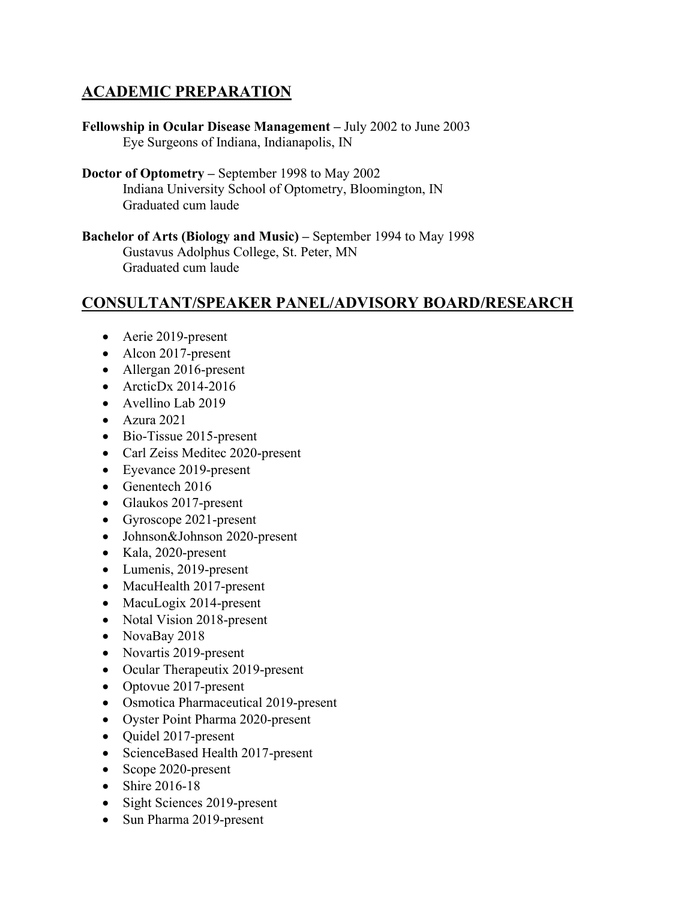## ACADEMIC PREPARATION

**Fellowship in Ocular Disease Management –** July 2002 to June 2003
Eye Surgeons of Indiana, Indianapolis, IN

**Doctor of Optometry –** September 1998 to May 2002
Indiana University School of Optometry, Bloomington, IN
Graduated cum laude

**Bachelor of Arts (Biology and Music) –** September 1994 to May 1998
Gustavus Adolphus College, St. Peter, MN
Graduated cum laude

## CONSULTANT/SPEAKER PANEL/ADVISORY BOARD/RESEARCH

- Aerie 2019-present
- Alcon 2017-present
- Allergan 2016-present
- ArcticDx 2014-2016
- Avellino Lab 2019
- Azura 2021
- Bio-Tissue 2015-present
- Carl Zeiss Meditec 2020-present
- Eyevance 2019-present
- Genentech 2016
- Glaukos 2017-present
- Gyroscope 2021-present
- Johnson&Johnson 2020-present
- Kala, 2020-present
- Lumenis, 2019-present
- MacuHealth 2017-present
- MacuLogix 2014-present
- Notal Vision 2018-present
- NovaBay 2018
- Novartis 2019-present
- Ocular Therapeutix 2019-present
- Optovue 2017-present
- Osmotica Pharmaceutical 2019-present
- Oyster Point Pharma 2020-present
- Quidel 2017-present
- ScienceBased Health 2017-present
- Scope 2020-present
- Shire 2016-18
- Sight Sciences 2019-present
- Sun Pharma 2019-present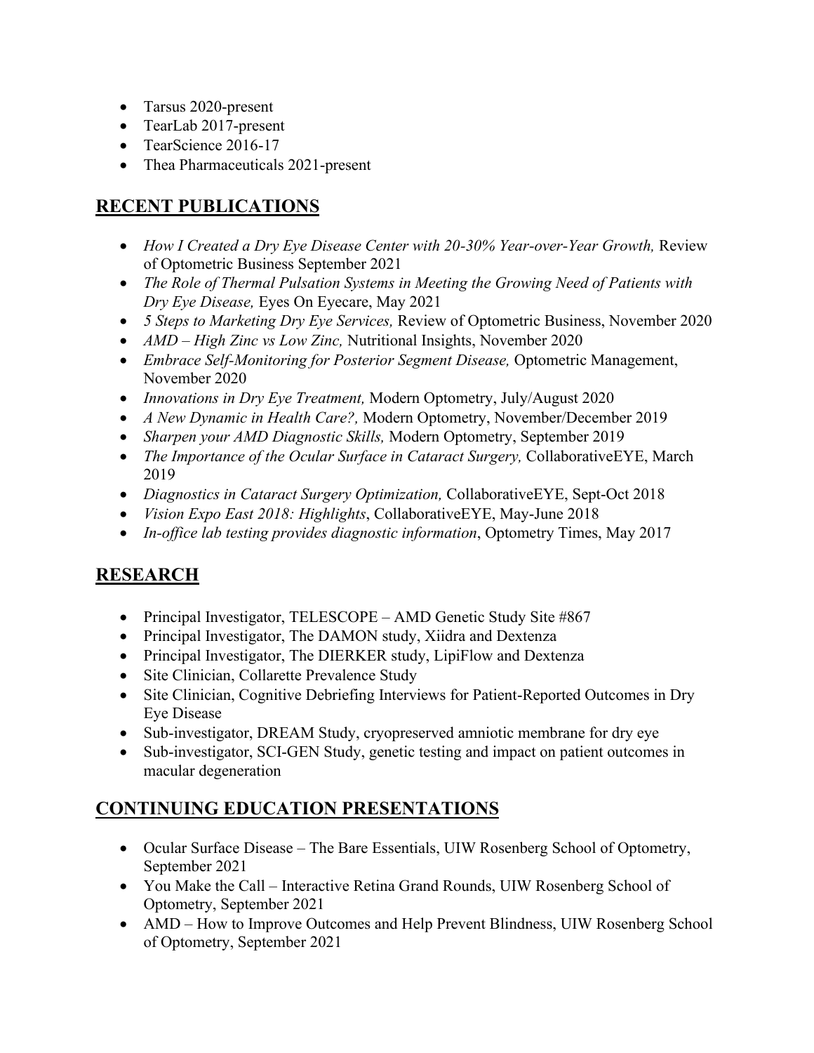- Tarsus 2020-present
- TearLab 2017-present
- TearScience 2016-17
- Thea Pharmaceuticals 2021-present

## RECENT PUBLICATIONS

- *How I Created a Dry Eye Disease Center with 20-30% Year-over-Year Growth,* Review of Optometric Business September 2021
- *The Role of Thermal Pulsation Systems in Meeting the Growing Need of Patients with Dry Eye Disease,* Eyes On Eyecare, May 2021
- *5 Steps to Marketing Dry Eye Services,* Review of Optometric Business, November 2020
- *AMD – High Zinc vs Low Zinc,* Nutritional Insights, November 2020
- *Embrace Self-Monitoring for Posterior Segment Disease,* Optometric Management, November 2020
- *Innovations in Dry Eye Treatment,* Modern Optometry, July/August 2020
- *A New Dynamic in Health Care?,* Modern Optometry, November/December 2019
- *Sharpen your AMD Diagnostic Skills,* Modern Optometry, September 2019
- *The Importance of the Ocular Surface in Cataract Surgery,* CollaborativeEYE, March 2019
- *Diagnostics in Cataract Surgery Optimization,* CollaborativeEYE, Sept-Oct 2018
- *Vision Expo East 2018: Highlights*, CollaborativeEYE, May-June 2018
- *In-office lab testing provides diagnostic information*, Optometry Times, May 2017

## RESEARCH

- Principal Investigator, TELESCOPE – AMD Genetic Study Site #867
- Principal Investigator, The DAMON study, Xiidra and Dextenza
- Principal Investigator, The DIERKER study, LipiFlow and Dextenza
- Site Clinician, Collarette Prevalence Study
- Site Clinician, Cognitive Debriefing Interviews for Patient-Reported Outcomes in Dry Eye Disease
- Sub-investigator, DREAM Study, cryopreserved amniotic membrane for dry eye
- Sub-investigator, SCI-GEN Study, genetic testing and impact on patient outcomes in macular degeneration

## CONTINUING EDUCATION PRESENTATIONS

- Ocular Surface Disease – The Bare Essentials, UIW Rosenberg School of Optometry, September 2021
- You Make the Call – Interactive Retina Grand Rounds, UIW Rosenberg School of Optometry, September 2021
- AMD – How to Improve Outcomes and Help Prevent Blindness, UIW Rosenberg School of Optometry, September 2021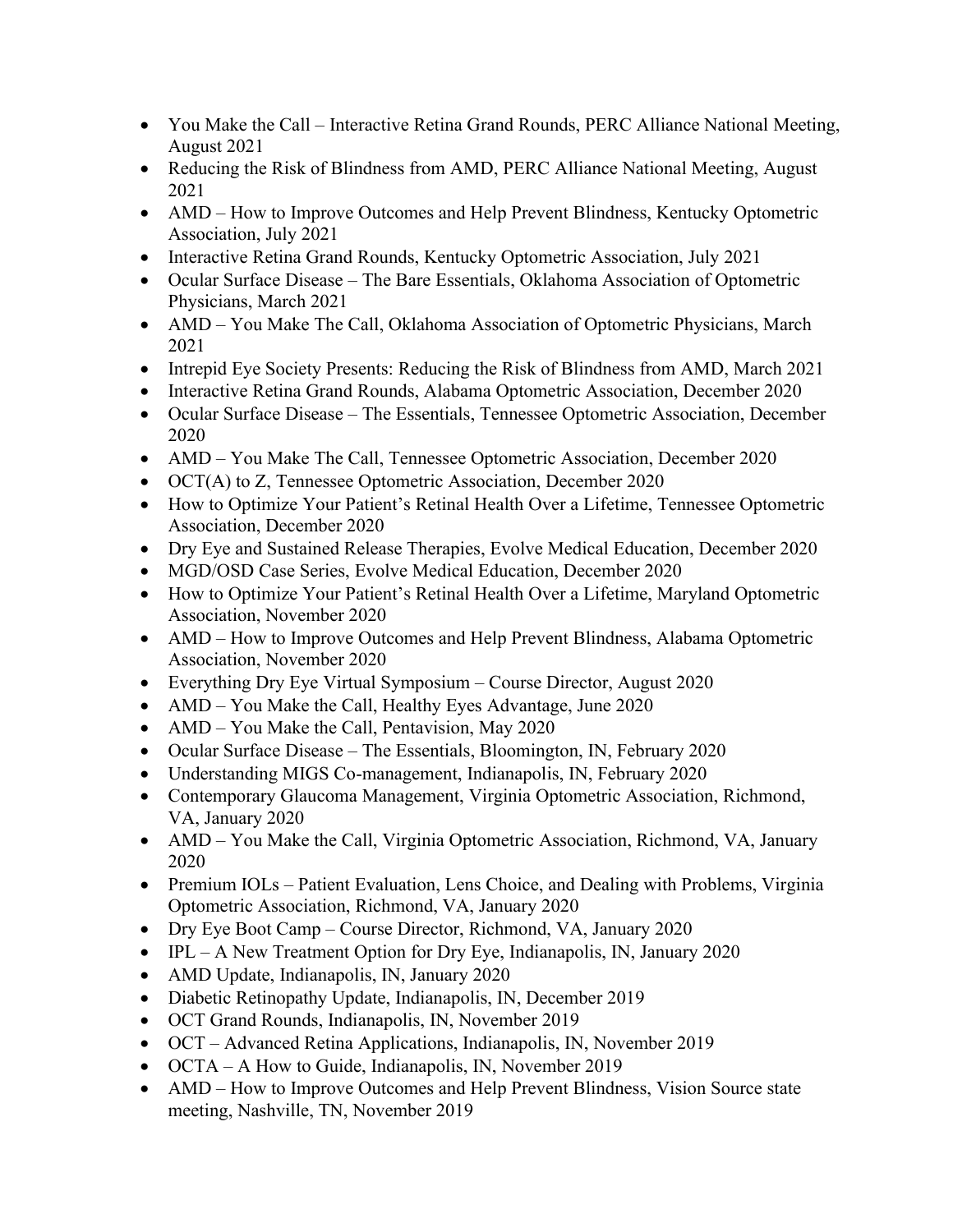- You Make the Call – Interactive Retina Grand Rounds, PERC Alliance National Meeting, August 2021
- Reducing the Risk of Blindness from AMD, PERC Alliance National Meeting, August 2021
- AMD – How to Improve Outcomes and Help Prevent Blindness, Kentucky Optometric Association, July 2021
- Interactive Retina Grand Rounds, Kentucky Optometric Association, July 2021
- Ocular Surface Disease – The Bare Essentials, Oklahoma Association of Optometric Physicians, March 2021
- AMD – You Make The Call, Oklahoma Association of Optometric Physicians, March 2021
- Intrepid Eye Society Presents: Reducing the Risk of Blindness from AMD, March 2021
- Interactive Retina Grand Rounds, Alabama Optometric Association, December 2020
- Ocular Surface Disease – The Essentials, Tennessee Optometric Association, December 2020
- AMD – You Make The Call, Tennessee Optometric Association, December 2020
- OCT(A) to Z, Tennessee Optometric Association, December 2020
- How to Optimize Your Patient's Retinal Health Over a Lifetime, Tennessee Optometric Association, December 2020
- Dry Eye and Sustained Release Therapies, Evolve Medical Education, December 2020
- MGD/OSD Case Series, Evolve Medical Education, December 2020
- How to Optimize Your Patient's Retinal Health Over a Lifetime, Maryland Optometric Association, November 2020
- AMD – How to Improve Outcomes and Help Prevent Blindness, Alabama Optometric Association, November 2020
- Everything Dry Eye Virtual Symposium – Course Director, August 2020
- AMD – You Make the Call, Healthy Eyes Advantage, June 2020
- AMD – You Make the Call, Pentavision, May 2020
- Ocular Surface Disease – The Essentials, Bloomington, IN, February 2020
- Understanding MIGS Co-management, Indianapolis, IN, February 2020
- Contemporary Glaucoma Management, Virginia Optometric Association, Richmond, VA, January 2020
- AMD – You Make the Call, Virginia Optometric Association, Richmond, VA, January 2020
- Premium IOLs – Patient Evaluation, Lens Choice, and Dealing with Problems, Virginia Optometric Association, Richmond, VA, January 2020
- Dry Eye Boot Camp – Course Director, Richmond, VA, January 2020
- IPL – A New Treatment Option for Dry Eye, Indianapolis, IN, January 2020
- AMD Update, Indianapolis, IN, January 2020
- Diabetic Retinopathy Update, Indianapolis, IN, December 2019
- OCT Grand Rounds, Indianapolis, IN, November 2019
- OCT – Advanced Retina Applications, Indianapolis, IN, November 2019
- OCTA – A How to Guide, Indianapolis, IN, November 2019
- AMD – How to Improve Outcomes and Help Prevent Blindness, Vision Source state meeting, Nashville, TN, November 2019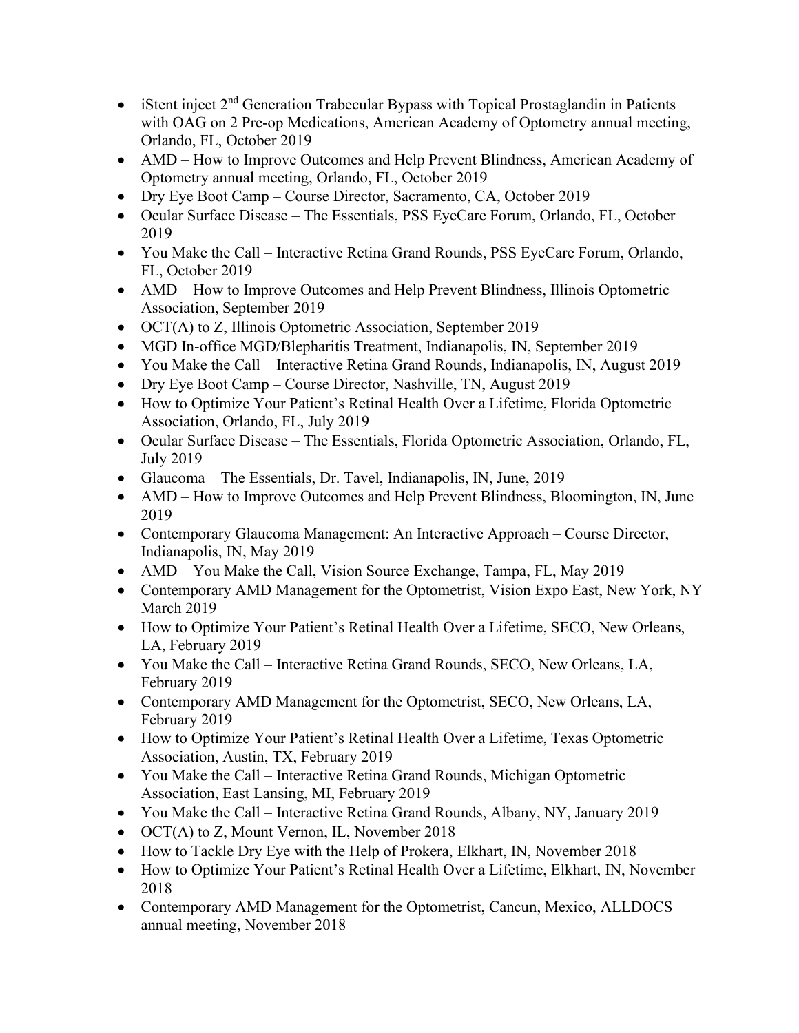- iStent inject 2nd Generation Trabecular Bypass with Topical Prostaglandin in Patients with OAG on 2 Pre-op Medications, American Academy of Optometry annual meeting, Orlando, FL, October 2019
- AMD – How to Improve Outcomes and Help Prevent Blindness, American Academy of Optometry annual meeting, Orlando, FL, October 2019
- Dry Eye Boot Camp – Course Director, Sacramento, CA, October 2019
- Ocular Surface Disease – The Essentials, PSS EyeCare Forum, Orlando, FL, October 2019
- You Make the Call – Interactive Retina Grand Rounds, PSS EyeCare Forum, Orlando, FL, October 2019
- AMD – How to Improve Outcomes and Help Prevent Blindness, Illinois Optometric Association, September 2019
- OCT(A) to Z, Illinois Optometric Association, September 2019
- MGD In-office MGD/Blepharitis Treatment, Indianapolis, IN, September 2019
- You Make the Call – Interactive Retina Grand Rounds, Indianapolis, IN, August 2019
- Dry Eye Boot Camp – Course Director, Nashville, TN, August 2019
- How to Optimize Your Patient's Retinal Health Over a Lifetime, Florida Optometric Association, Orlando, FL, July 2019
- Ocular Surface Disease – The Essentials, Florida Optometric Association, Orlando, FL, July 2019
- Glaucoma – The Essentials, Dr. Tavel, Indianapolis, IN, June, 2019
- AMD – How to Improve Outcomes and Help Prevent Blindness, Bloomington, IN, June 2019
- Contemporary Glaucoma Management: An Interactive Approach – Course Director, Indianapolis, IN, May 2019
- AMD – You Make the Call, Vision Source Exchange, Tampa, FL, May 2019
- Contemporary AMD Management for the Optometrist, Vision Expo East, New York, NY March 2019
- How to Optimize Your Patient's Retinal Health Over a Lifetime, SECO, New Orleans, LA, February 2019
- You Make the Call – Interactive Retina Grand Rounds, SECO, New Orleans, LA, February 2019
- Contemporary AMD Management for the Optometrist, SECO, New Orleans, LA, February 2019
- How to Optimize Your Patient's Retinal Health Over a Lifetime, Texas Optometric Association, Austin, TX, February 2019
- You Make the Call – Interactive Retina Grand Rounds, Michigan Optometric Association, East Lansing, MI, February 2019
- You Make the Call – Interactive Retina Grand Rounds, Albany, NY, January 2019
- OCT(A) to Z, Mount Vernon, IL, November 2018
- How to Tackle Dry Eye with the Help of Prokera, Elkhart, IN, November 2018
- How to Optimize Your Patient's Retinal Health Over a Lifetime, Elkhart, IN, November 2018
- Contemporary AMD Management for the Optometrist, Cancun, Mexico, ALLDOCS annual meeting, November 2018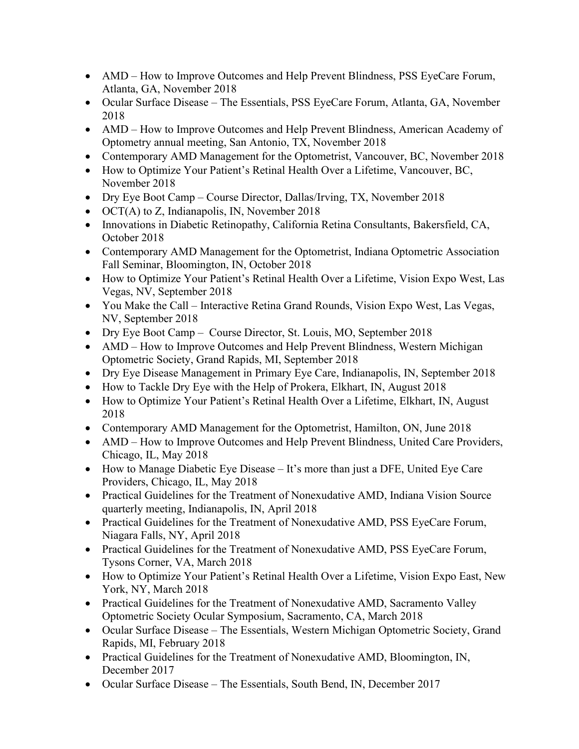- AMD – How to Improve Outcomes and Help Prevent Blindness, PSS EyeCare Forum, Atlanta, GA, November 2018
- Ocular Surface Disease – The Essentials, PSS EyeCare Forum, Atlanta, GA, November 2018
- AMD – How to Improve Outcomes and Help Prevent Blindness, American Academy of Optometry annual meeting, San Antonio, TX, November 2018
- Contemporary AMD Management for the Optometrist, Vancouver, BC, November 2018
- How to Optimize Your Patient's Retinal Health Over a Lifetime, Vancouver, BC, November 2018
- Dry Eye Boot Camp – Course Director, Dallas/Irving, TX, November 2018
- OCT(A) to Z, Indianapolis, IN, November 2018
- Innovations in Diabetic Retinopathy, California Retina Consultants, Bakersfield, CA, October 2018
- Contemporary AMD Management for the Optometrist, Indiana Optometric Association Fall Seminar, Bloomington, IN, October 2018
- How to Optimize Your Patient's Retinal Health Over a Lifetime, Vision Expo West, Las Vegas, NV, September 2018
- You Make the Call – Interactive Retina Grand Rounds, Vision Expo West, Las Vegas, NV, September 2018
- Dry Eye Boot Camp – Course Director, St. Louis, MO, September 2018
- AMD – How to Improve Outcomes and Help Prevent Blindness, Western Michigan Optometric Society, Grand Rapids, MI, September 2018
- Dry Eye Disease Management in Primary Eye Care, Indianapolis, IN, September 2018
- How to Tackle Dry Eye with the Help of Prokera, Elkhart, IN, August 2018
- How to Optimize Your Patient's Retinal Health Over a Lifetime, Elkhart, IN, August 2018
- Contemporary AMD Management for the Optometrist, Hamilton, ON, June 2018
- AMD – How to Improve Outcomes and Help Prevent Blindness, United Care Providers, Chicago, IL, May 2018
- How to Manage Diabetic Eye Disease – It's more than just a DFE, United Eye Care Providers, Chicago, IL, May 2018
- Practical Guidelines for the Treatment of Nonexudative AMD, Indiana Vision Source quarterly meeting, Indianapolis, IN, April 2018
- Practical Guidelines for the Treatment of Nonexudative AMD, PSS EyeCare Forum, Niagara Falls, NY, April 2018
- Practical Guidelines for the Treatment of Nonexudative AMD, PSS EyeCare Forum, Tysons Corner, VA, March 2018
- How to Optimize Your Patient's Retinal Health Over a Lifetime, Vision Expo East, New York, NY, March 2018
- Practical Guidelines for the Treatment of Nonexudative AMD, Sacramento Valley Optometric Society Ocular Symposium, Sacramento, CA, March 2018
- Ocular Surface Disease – The Essentials, Western Michigan Optometric Society, Grand Rapids, MI, February 2018
- Practical Guidelines for the Treatment of Nonexudative AMD, Bloomington, IN, December 2017
- Ocular Surface Disease – The Essentials, South Bend, IN, December 2017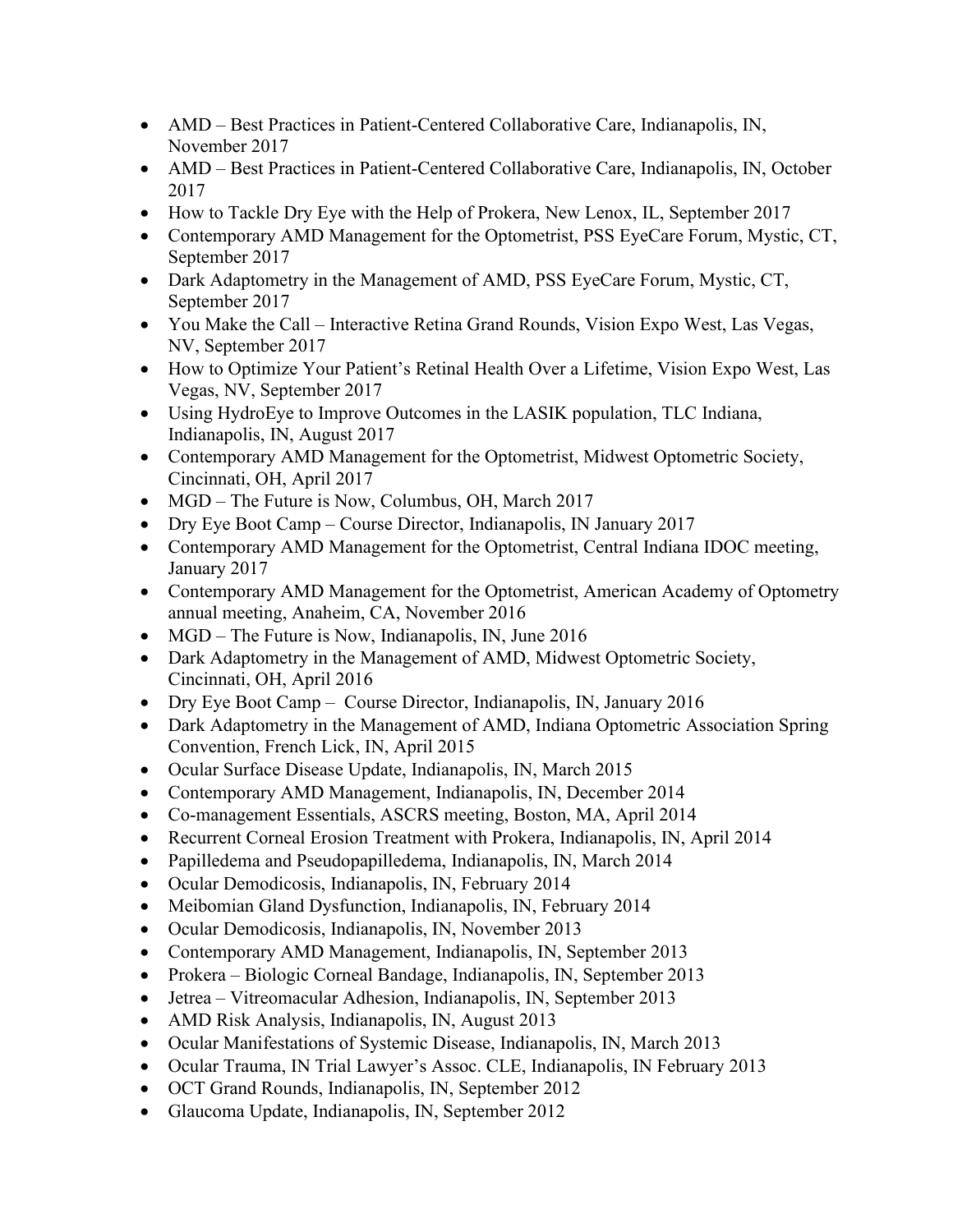- AMD – Best Practices in Patient-Centered Collaborative Care, Indianapolis, IN, November 2017
- AMD – Best Practices in Patient-Centered Collaborative Care, Indianapolis, IN, October 2017
- How to Tackle Dry Eye with the Help of Prokera, New Lenox, IL, September 2017
- Contemporary AMD Management for the Optometrist, PSS EyeCare Forum, Mystic, CT, September 2017
- Dark Adaptometry in the Management of AMD, PSS EyeCare Forum, Mystic, CT, September 2017
- You Make the Call – Interactive Retina Grand Rounds, Vision Expo West, Las Vegas, NV, September 2017
- How to Optimize Your Patient's Retinal Health Over a Lifetime, Vision Expo West, Las Vegas, NV, September 2017
- Using HydroEye to Improve Outcomes in the LASIK population, TLC Indiana, Indianapolis, IN, August 2017
- Contemporary AMD Management for the Optometrist, Midwest Optometric Society, Cincinnati, OH, April 2017
- MGD – The Future is Now, Columbus, OH, March 2017
- Dry Eye Boot Camp – Course Director, Indianapolis, IN January 2017
- Contemporary AMD Management for the Optometrist, Central Indiana IDOC meeting, January 2017
- Contemporary AMD Management for the Optometrist, American Academy of Optometry annual meeting, Anaheim, CA, November 2016
- MGD – The Future is Now, Indianapolis, IN, June 2016
- Dark Adaptometry in the Management of AMD, Midwest Optometric Society, Cincinnati, OH, April 2016
- Dry Eye Boot Camp – Course Director, Indianapolis, IN, January 2016
- Dark Adaptometry in the Management of AMD, Indiana Optometric Association Spring Convention, French Lick, IN, April 2015
- Ocular Surface Disease Update, Indianapolis, IN, March 2015
- Contemporary AMD Management, Indianapolis, IN, December 2014
- Co-management Essentials, ASCRS meeting, Boston, MA, April 2014
- Recurrent Corneal Erosion Treatment with Prokera, Indianapolis, IN, April 2014
- Papilledema and Pseudopapilledema, Indianapolis, IN, March 2014
- Ocular Demodicosis, Indianapolis, IN, February 2014
- Meibomian Gland Dysfunction, Indianapolis, IN, February 2014
- Ocular Demodicosis, Indianapolis, IN, November 2013
- Contemporary AMD Management, Indianapolis, IN, September 2013
- Prokera – Biologic Corneal Bandage, Indianapolis, IN, September 2013
- Jetrea – Vitreomacular Adhesion, Indianapolis, IN, September 2013
- AMD Risk Analysis, Indianapolis, IN, August 2013
- Ocular Manifestations of Systemic Disease, Indianapolis, IN, March 2013
- Ocular Trauma, IN Trial Lawyer's Assoc. CLE, Indianapolis, IN February 2013
- OCT Grand Rounds, Indianapolis, IN, September 2012
- Glaucoma Update, Indianapolis, IN, September 2012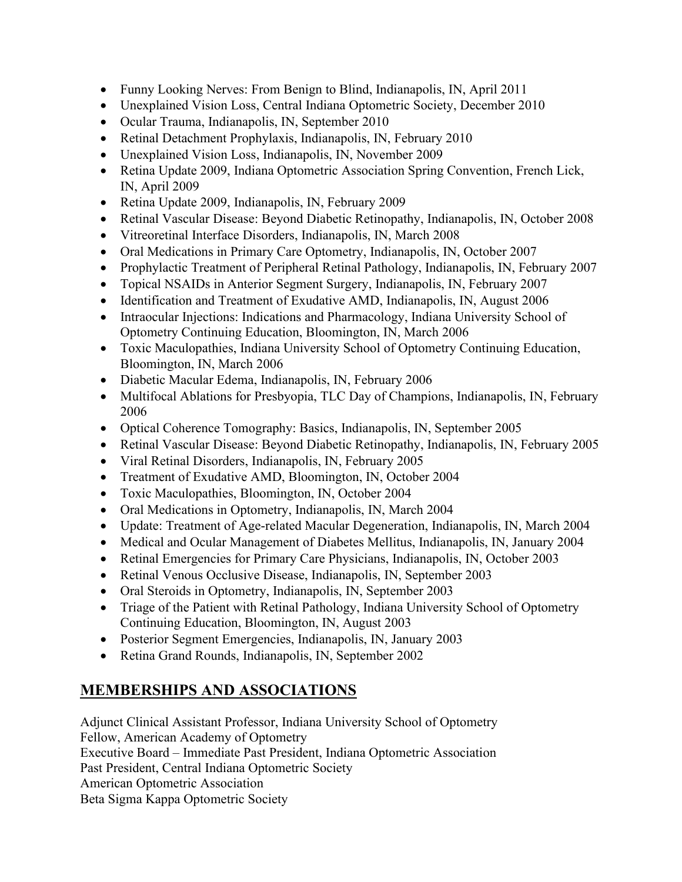- Funny Looking Nerves: From Benign to Blind, Indianapolis, IN, April 2011
- Unexplained Vision Loss, Central Indiana Optometric Society, December 2010
- Ocular Trauma, Indianapolis, IN, September 2010
- Retinal Detachment Prophylaxis, Indianapolis, IN, February 2010
- Unexplained Vision Loss, Indianapolis, IN, November 2009
- Retina Update 2009, Indiana Optometric Association Spring Convention, French Lick, IN, April 2009
- Retina Update 2009, Indianapolis, IN, February 2009
- Retinal Vascular Disease: Beyond Diabetic Retinopathy, Indianapolis, IN, October 2008
- Vitreoretinal Interface Disorders, Indianapolis, IN, March 2008
- Oral Medications in Primary Care Optometry, Indianapolis, IN, October 2007
- Prophylactic Treatment of Peripheral Retinal Pathology, Indianapolis, IN, February 2007
- Topical NSAIDs in Anterior Segment Surgery, Indianapolis, IN, February 2007
- Identification and Treatment of Exudative AMD, Indianapolis, IN, August 2006
- Intraocular Injections: Indications and Pharmacology, Indiana University School of Optometry Continuing Education, Bloomington, IN, March 2006
- Toxic Maculopathies, Indiana University School of Optometry Continuing Education, Bloomington, IN, March 2006
- Diabetic Macular Edema, Indianapolis, IN, February 2006
- Multifocal Ablations for Presbyopia, TLC Day of Champions, Indianapolis, IN, February 2006
- Optical Coherence Tomography: Basics, Indianapolis, IN, September 2005
- Retinal Vascular Disease: Beyond Diabetic Retinopathy, Indianapolis, IN, February 2005
- Viral Retinal Disorders, Indianapolis, IN, February 2005
- Treatment of Exudative AMD, Bloomington, IN, October 2004
- Toxic Maculopathies, Bloomington, IN, October 2004
- Oral Medications in Optometry, Indianapolis, IN, March 2004
- Update: Treatment of Age-related Macular Degeneration, Indianapolis, IN, March 2004
- Medical and Ocular Management of Diabetes Mellitus, Indianapolis, IN, January 2004
- Retinal Emergencies for Primary Care Physicians, Indianapolis, IN, October 2003
- Retinal Venous Occlusive Disease, Indianapolis, IN, September 2003
- Oral Steroids in Optometry, Indianapolis, IN, September 2003
- Triage of the Patient with Retinal Pathology, Indiana University School of Optometry Continuing Education, Bloomington, IN, August 2003
- Posterior Segment Emergencies, Indianapolis, IN, January 2003
- Retina Grand Rounds, Indianapolis, IN, September 2002

## MEMBERSHIPS AND ASSOCIATIONS

Adjunct Clinical Assistant Professor, Indiana University School of Optometry
Fellow, American Academy of Optometry
Executive Board – Immediate Past President, Indiana Optometric Association
Past President, Central Indiana Optometric Society
American Optometric Association
Beta Sigma Kappa Optometric Society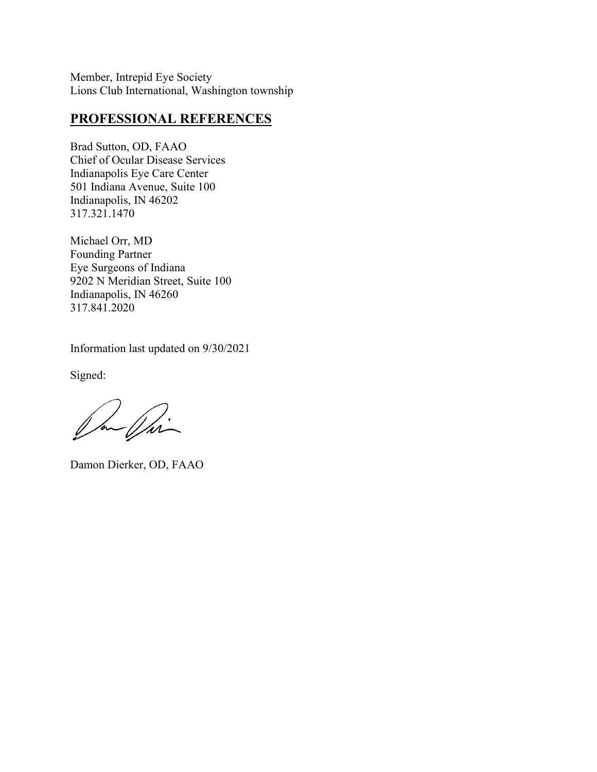Member, Intrepid Eye Society
Lions Club International, Washington township

## PROFESSIONAL REFERENCES

Brad Sutton, OD, FAAO
Chief of Ocular Disease Services
Indianapolis Eye Care Center
501 Indiana Avenue, Suite 100
Indianapolis, IN 46202
317.321.1470

Michael Orr, MD
Founding Partner
Eye Surgeons of Indiana
9202 N Meridian Street, Suite 100
Indianapolis, IN 46260
317.841.2020

Information last updated on 9/30/2021

Signed:

Damon Dierker, OD, FAAO